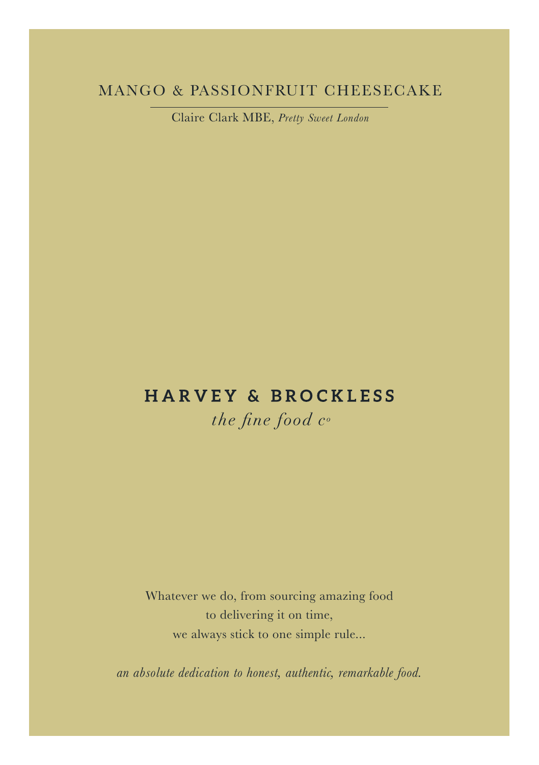# MANGO & PASSIONFRUIT CHEESECAKE

Claire Clark MBE, *Pretty Sweet London*

## HARVEY & BROCKLESS

*the fine food co*

Whatever we do, from sourcing amazing food
to delivering it on time,
we always stick to one simple rule...

*an absolute dedication to honest, authentic, remarkable food.*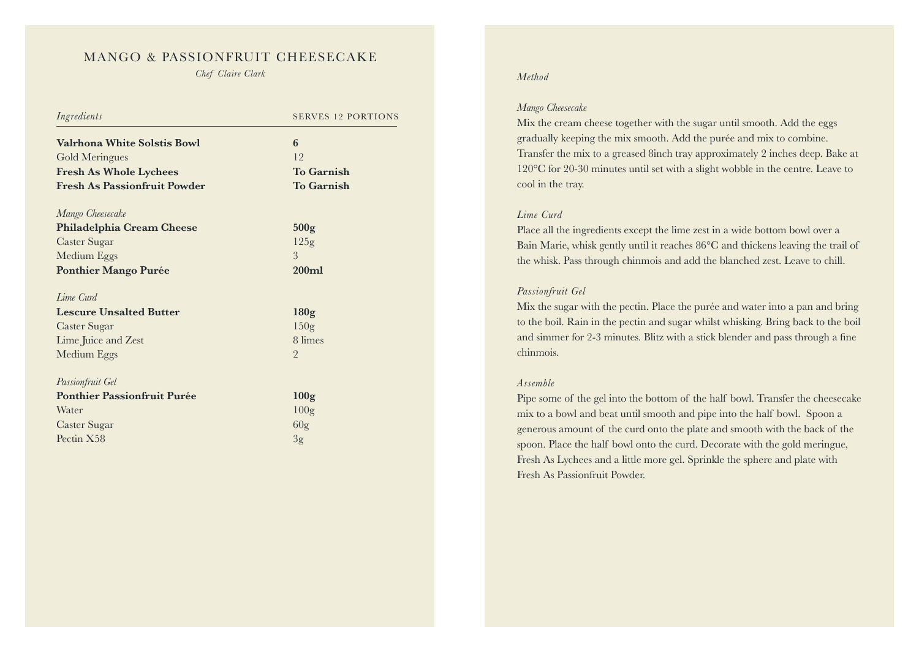# MANGO & PASSIONFRUIT CHEESECAKE

*Chef Claire Clark*

| *Ingredients* | SERVES 12 PORTIONS |
|---|---|
| **Valrhona White Solstis Bowl** | **6** |
| Gold Meringues | 12 |
| **Fresh As Whole Lychees** | **To Garnish** |
| **Fresh As Passionfruit Powder** | **To Garnish** |
| *Mango Cheesecake* | |
| **Philadelphia Cream Cheese** | **500g** |
| Caster Sugar | 125g |
| Medium Eggs | 3 |
| **Ponthier Mango Purée** | **200ml** |
| *Lime Curd* | |
| **Lescure Unsalted Butter** | **180g** |
| Caster Sugar | 150g |
| Lime Juice and Zest | 8 limes |
| Medium Eggs | 2 |
| *Passionfruit Gel* | |
| **Ponthier Passionfruit Purée** | **100g** |
| Water | 100g |
| Caster Sugar | 60g |
| Pectin X58 | 3g |

*Method*

*Mango Cheesecake*

Mix the cream cheese together with the sugar until smooth. Add the eggs gradually keeping the mix smooth. Add the purée and mix to combine. Transfer the mix to a greased 8inch tray approximately 2 inches deep. Bake at 120°C for 20-30 minutes until set with a slight wobble in the centre. Leave to cool in the tray.

*Lime Curd*

Place all the ingredients except the lime zest in a wide bottom bowl over a Bain Marie, whisk gently until it reaches 86°C and thickens leaving the trail of the whisk. Pass through chinmois and add the blanched zest. Leave to chill.

*Passionfruit Gel*

Mix the sugar with the pectin. Place the purée and water into a pan and bring to the boil. Rain in the pectin and sugar whilst whisking. Bring back to the boil and simmer for 2-3 minutes. Blitz with a stick blender and pass through a fine chinmois.

*Assemble*

Pipe some of the gel into the bottom of the half bowl. Transfer the cheesecake mix to a bowl and beat until smooth and pipe into the half bowl. Spoon a generous amount of the curd onto the plate and smooth with the back of the spoon. Place the half bowl onto the curd. Decorate with the gold meringue, Fresh As Lychees and a little more gel. Sprinkle the sphere and plate with Fresh As Passionfruit Powder.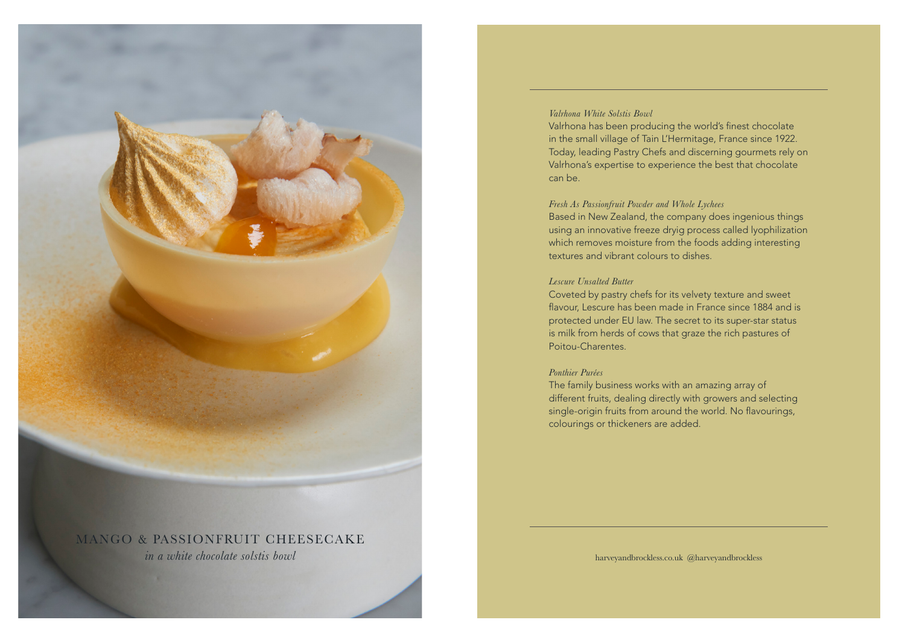MANGO & PASSIONFRUIT CHEESECAKE

*in a white chocolate solstis bowl*

---

*Valrhona White Solstis Bowl*

Valrhona has been producing the world's finest chocolate in the small village of Tain L'Hermitage, France since 1922. Today, leading Pastry Chefs and discerning gourmets rely on Valrhona's expertise to experience the best that chocolate can be.

*Fresh As Passionfruit Powder and Whole Lychees*

Based in New Zealand, the company does ingenious things using an innovative freeze dryig process called lyophilization which removes moisture from the foods adding interesting textures and vibrant colours to dishes.

*Lescure Unsalted Butter*

Coveted by pastry chefs for its velvety texture and sweet flavour, Lescure has been made in France since 1884 and is protected under EU law. The secret to its super-star status is milk from herds of cows that graze the rich pastures of Poitou-Charentes.

*Ponthier Purées*

The family business works with an amazing array of different fruits, dealing directly with growers and selecting single-origin fruits from around the world. No flavourings, colourings or thickeners are added.

---

harveyandbrockless.co.uk @harveyandbrockless